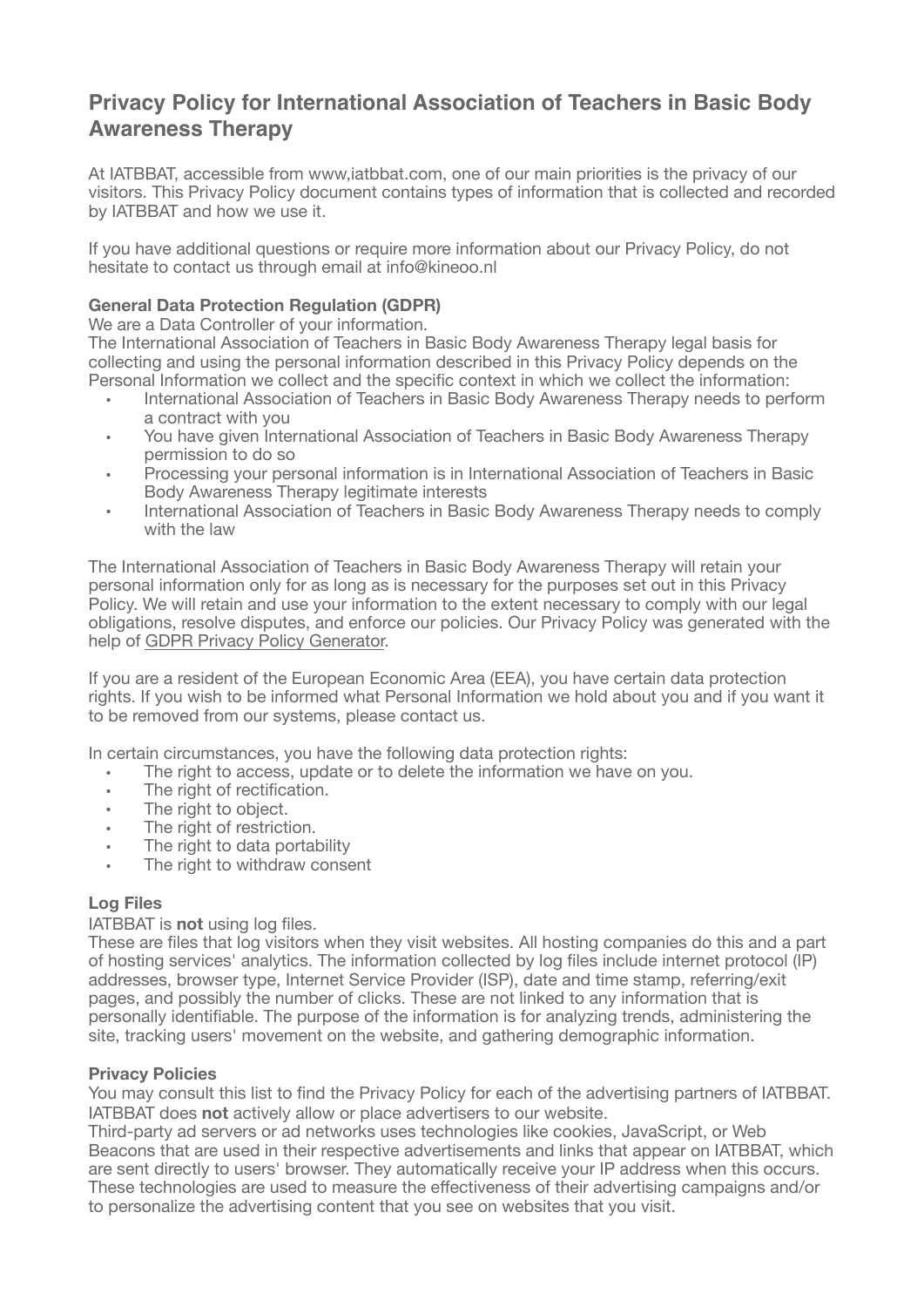# Privacy Policy for International Association of Teachers in Basic Body Awareness Therapy

At IATBBAT, accessible from www,iatbbat.com, one of our main priorities is the privacy of our visitors. This Privacy Policy document contains types of information that is collected and recorded by IATBBAT and how we use it.

If you have additional questions or require more information about our Privacy Policy, do not hesitate to contact us through email at info@kineoo.nl

**General Data Protection Regulation (GDPR)**

We are a Data Controller of your information.

The International Association of Teachers in Basic Body Awareness Therapy legal basis for collecting and using the personal information described in this Privacy Policy depends on the Personal Information we collect and the specific context in which we collect the information:

- International Association of Teachers in Basic Body Awareness Therapy needs to perform a contract with you
- You have given International Association of Teachers in Basic Body Awareness Therapy permission to do so
- Processing your personal information is in International Association of Teachers in Basic Body Awareness Therapy legitimate interests
- International Association of Teachers in Basic Body Awareness Therapy needs to comply with the law

The International Association of Teachers in Basic Body Awareness Therapy will retain your personal information only for as long as is necessary for the purposes set out in this Privacy Policy. We will retain and use your information to the extent necessary to comply with our legal obligations, resolve disputes, and enforce our policies. Our Privacy Policy was generated with the help of GDPR Privacy Policy Generator.

If you are a resident of the European Economic Area (EEA), you have certain data protection rights. If you wish to be informed what Personal Information we hold about you and if you want it to be removed from our systems, please contact us.

In certain circumstances, you have the following data protection rights:

- The right to access, update or to delete the information we have on you.
- The right of rectification.
- The right to object.
- The right of restriction.
- The right to data portability
- The right to withdraw consent

**Log Files**

IATBBAT is **not** using log files.

These are files that log visitors when they visit websites. All hosting companies do this and a part of hosting services' analytics. The information collected by log files include internet protocol (IP) addresses, browser type, Internet Service Provider (ISP), date and time stamp, referring/exit pages, and possibly the number of clicks. These are not linked to any information that is personally identifiable. The purpose of the information is for analyzing trends, administering the site, tracking users' movement on the website, and gathering demographic information.

**Privacy Policies**

You may consult this list to find the Privacy Policy for each of the advertising partners of IATBBAT. IATBBAT does **not** actively allow or place advertisers to our website.

Third-party ad servers or ad networks uses technologies like cookies, JavaScript, or Web Beacons that are used in their respective advertisements and links that appear on IATBBAT, which are sent directly to users' browser. They automatically receive your IP address when this occurs. These technologies are used to measure the effectiveness of their advertising campaigns and/or to personalize the advertising content that you see on websites that you visit.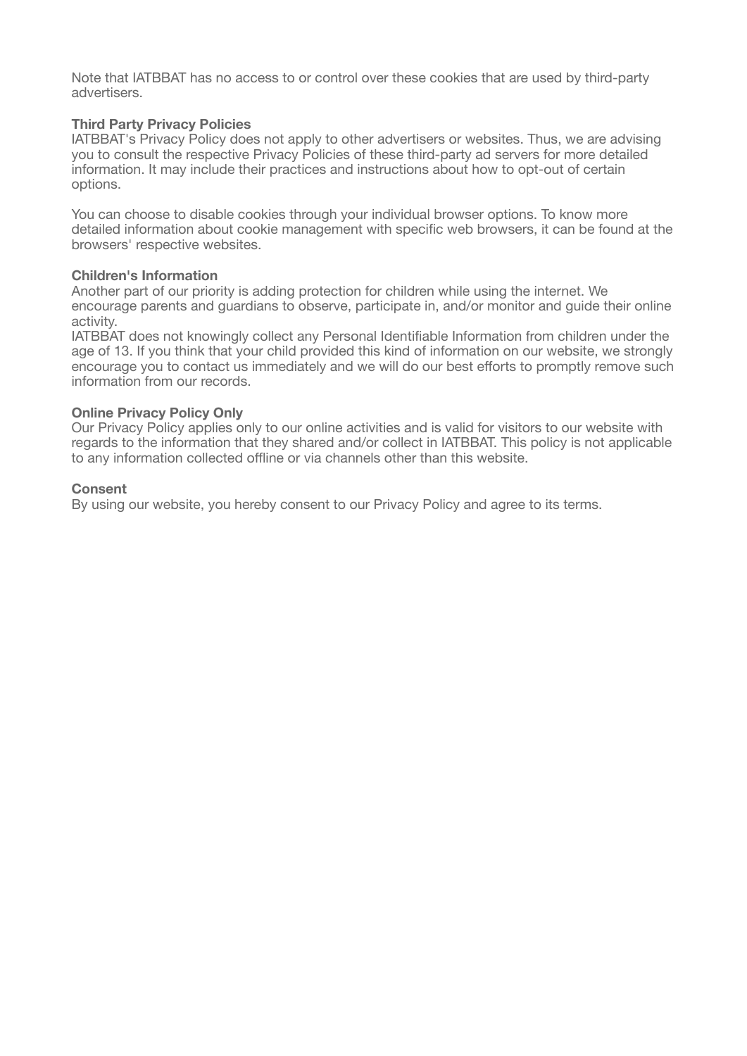Note that IATBBAT has no access to or control over these cookies that are used by third-party advertisers.

**Third Party Privacy Policies**

IATBBAT's Privacy Policy does not apply to other advertisers or websites. Thus, we are advising you to consult the respective Privacy Policies of these third-party ad servers for more detailed information. It may include their practices and instructions about how to opt-out of certain options.

You can choose to disable cookies through your individual browser options. To know more detailed information about cookie management with specific web browsers, it can be found at the browsers' respective websites.

**Children's Information**

Another part of our priority is adding protection for children while using the internet. We encourage parents and guardians to observe, participate in, and/or monitor and guide their online activity.

IATBBAT does not knowingly collect any Personal Identifiable Information from children under the age of 13. If you think that your child provided this kind of information on our website, we strongly encourage you to contact us immediately and we will do our best efforts to promptly remove such information from our records.

**Online Privacy Policy Only**

Our Privacy Policy applies only to our online activities and is valid for visitors to our website with regards to the information that they shared and/or collect in IATBBAT. This policy is not applicable to any information collected offline or via channels other than this website.

**Consent**

By using our website, you hereby consent to our Privacy Policy and agree to its terms.